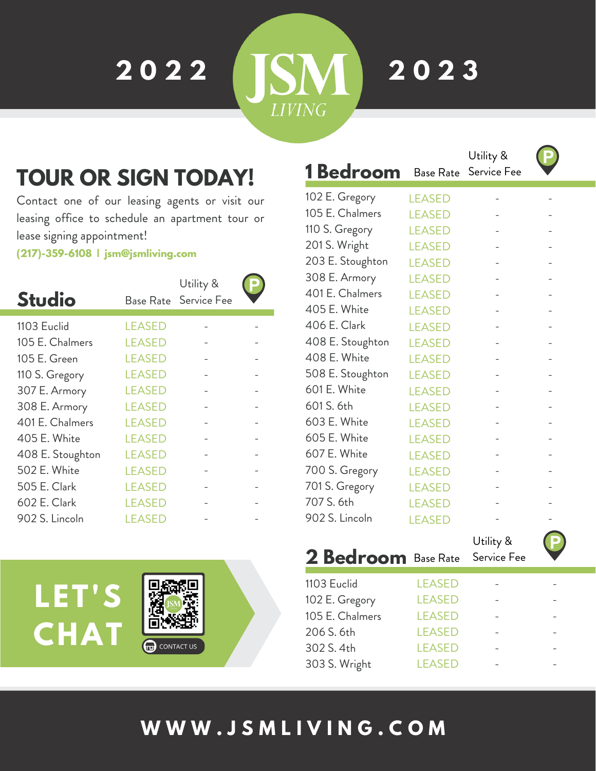# 2022 JSM LIVING 2023

## TOUR OR SIGN TODAY!

Contact one of our leasing agents or visit our leasing office to schedule an apartment tour or lease signing appointment!

**(217)-359-6108 I jsm@jsmliving.com**

| Studio | Base Rate | Utility & Service Fee | P |
|---|---|---|---|
| 1103 Euclid | LEASED | - | - |
| 105 E. Chalmers | LEASED | - | - |
| 105 E. Green | LEASED | - | - |
| 110 S. Gregory | LEASED | - | - |
| 307 E. Armory | LEASED | - | - |
| 308 E. Armory | LEASED | - | - |
| 401 E. Chalmers | LEASED | - | - |
| 405 E. White | LEASED | - | - |
| 408 E. Stoughton | LEASED | - | - |
| 502 E. White | LEASED | - | - |
| 505 E. Clark | LEASED | - | - |
| 602 E. Clark | LEASED | - | - |
| 902 S. Lincoln | LEASED | - | - |

**LET'S CHAT**

CONTACT US

| 1 Bedroom | Base Rate | Utility & Service Fee | P |
|---|---|---|---|
| 102 E. Gregory | LEASED | - | - |
| 105 E. Chalmers | LEASED | - | - |
| 110 S. Gregory | LEASED | - | - |
| 201 S. Wright | LEASED | - | - |
| 203 E. Stoughton | LEASED | - | - |
| 308 E. Armory | LEASED | - | - |
| 401 E. Chalmers | LEASED | - | - |
| 405 E. White | LEASED | - | - |
| 406 E. Clark | LEASED | - | - |
| 408 E. Stoughton | LEASED | - | - |
| 408 E. White | LEASED | - | - |
| 508 E. Stoughton | LEASED | - | - |
| 601 E. White | LEASED | - | - |
| 601 S. 6th | LEASED | - | - |
| 603 E. White | LEASED | - | - |
| 605 E. White | LEASED | - | - |
| 607 E. White | LEASED | - | - |
| 700 S. Gregory | LEASED | - | - |
| 701 S. Gregory | LEASED | - | - |
| 707 S. 6th | LEASED | - | - |
| 902 S. Lincoln | LEASED | - | - |

| 2 Bedroom | Base Rate | Utility & Service Fee | P |
|---|---|---|---|
| 1103 Euclid | LEASED | - | - |
| 102 E. Gregory | LEASED | - | - |
| 105 E. Chalmers | LEASED | - | - |
| 206 S. 6th | LEASED | - | - |
| 302 S. 4th | LEASED | - | - |
| 303 S. Wright | LEASED | - | - |

**WWW.JSMLIVING.COM**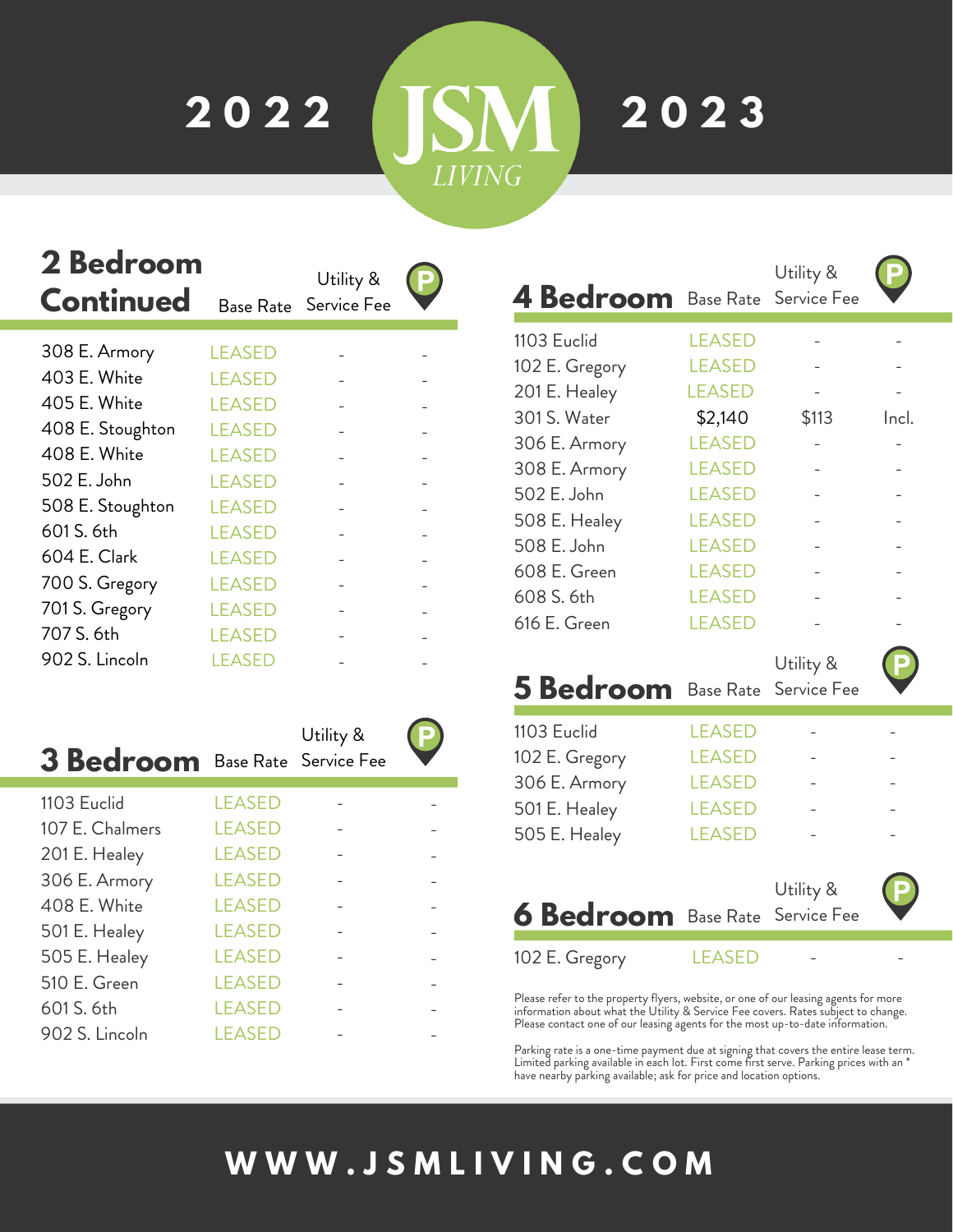# 2022 JSM LIVING 2023

## 2 Bedroom Continued

| | Base Rate | Utility & Service Fee | P |
|---|---|---|---|
| 308 E. Armory | LEASED | - | - |
| 403 E. White | LEASED | - | - |
| 405 E. White | LEASED | - | - |
| 408 E. Stoughton | LEASED | - | - |
| 408 E. White | LEASED | - | - |
| 502 E. John | LEASED | - | - |
| 508 E. Stoughton | LEASED | - | - |
| 601 S. 6th | LEASED | - | - |
| 604 E. Clark | LEASED | - | - |
| 700 S. Gregory | LEASED | - | - |
| 701 S. Gregory | LEASED | - | - |
| 707 S. 6th | LEASED | - | - |
| 902 S. Lincoln | LEASED | - | - |

## 3 Bedroom

| | Base Rate | Utility & Service Fee | P |
|---|---|---|---|
| 1103 Euclid | LEASED | - | - |
| 107 E. Chalmers | LEASED | - | - |
| 201 E. Healey | LEASED | - | - |
| 306 E. Armory | LEASED | - | - |
| 408 E. White | LEASED | - | - |
| 501 E. Healey | LEASED | - | - |
| 505 E. Healey | LEASED | - | - |
| 510 E. Green | LEASED | - | - |
| 601 S. 6th | LEASED | - | - |
| 902 S. Lincoln | LEASED | - | - |

## 4 Bedroom

| | Base Rate | Utility & Service Fee | P |
|---|---|---|---|
| 1103 Euclid | LEASED | - | - |
| 102 E. Gregory | LEASED | - | - |
| 201 E. Healey | LEASED | - | - |
| 301 S. Water | $2,140 | $113 | Incl. |
| 306 E. Armory | LEASED | - | - |
| 308 E. Armory | LEASED | - | - |
| 502 E. John | LEASED | - | - |
| 508 E. Healey | LEASED | - | - |
| 508 E. John | LEASED | - | - |
| 608 E. Green | LEASED | - | - |
| 608 S. 6th | LEASED | - | - |
| 616 E. Green | LEASED | - | - |

## 5 Bedroom

| | Base Rate | Utility & Service Fee | P |
|---|---|---|---|
| 1103 Euclid | LEASED | - | - |
| 102 E. Gregory | LEASED | - | - |
| 306 E. Armory | LEASED | - | - |
| 501 E. Healey | LEASED | - | - |
| 505 E. Healey | LEASED | - | - |

## 6 Bedroom

| | Base Rate | Utility & Service Fee | P |
|---|---|---|---|
| 102 E. Gregory | LEASED | - | - |

Please refer to the property flyers, website, or one of our leasing agents for more information about what the Utility & Service Fee covers. Rates subject to change. Please contact one of our leasing agents for the most up-to-date information.

Parking rate is a one-time payment due at signing that covers the entire lease term. Limited parking available in each lot. First come first serve. Parking prices with an * have nearby parking available; ask for price and location options.

**WWW.JSMLIVING.COM**